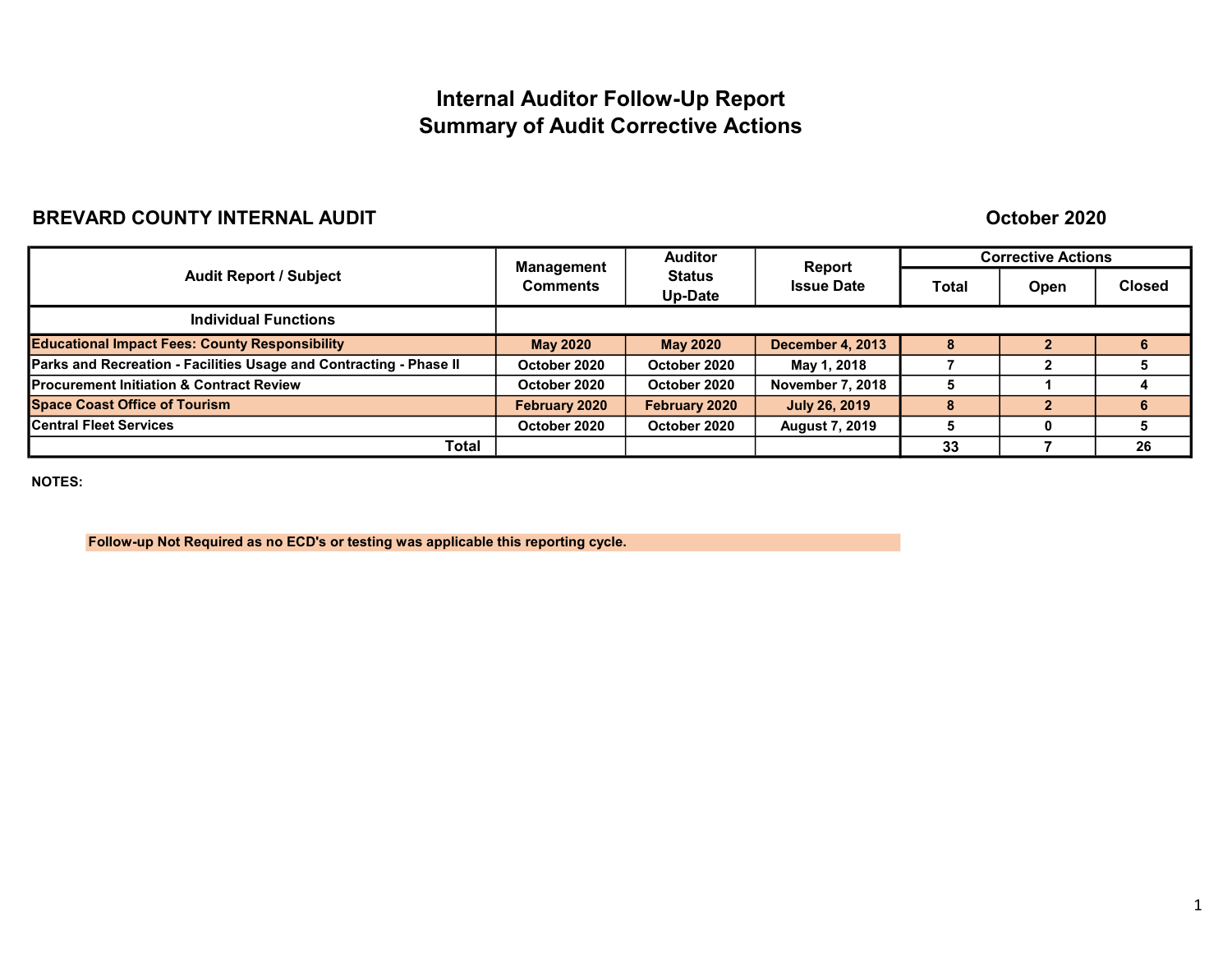# Internal Auditor Follow-Up Report
# Summary of Audit Corrective Actions

**BREVARD COUNTY INTERNAL AUDIT** **October 2020**

| Audit Report / Subject | Management Comments | Auditor Status Up-Date | Report Issue Date | Corrective Actions | | |
|---|---|---|---|---|---|---|
| | | | | Total | Open | Closed |
| **Individual Functions** | | | | | | |
| **Educational Impact Fees: County Responsibility** | May 2020 | May 2020 | December 4, 2013 | 8 | 2 | 6 |
| **Parks and Recreation - Facilities Usage and Contracting - Phase II** | October 2020 | October 2020 | May 1, 2018 | 7 | 2 | 5 |
| **Procurement Initiation & Contract Review** | October 2020 | October 2020 | November 7, 2018 | 5 | 1 | 4 |
| **Space Coast Office of Tourism** | February 2020 | February 2020 | July 26, 2019 | 8 | 2 | 6 |
| **Central Fleet Services** | October 2020 | October 2020 | August 7, 2019 | 5 | 0 | 5 |
| **Total** | | | | 33 | 7 | 26 |

**NOTES:**

**Follow-up Not Required as no ECD's or testing was applicable this reporting cycle.**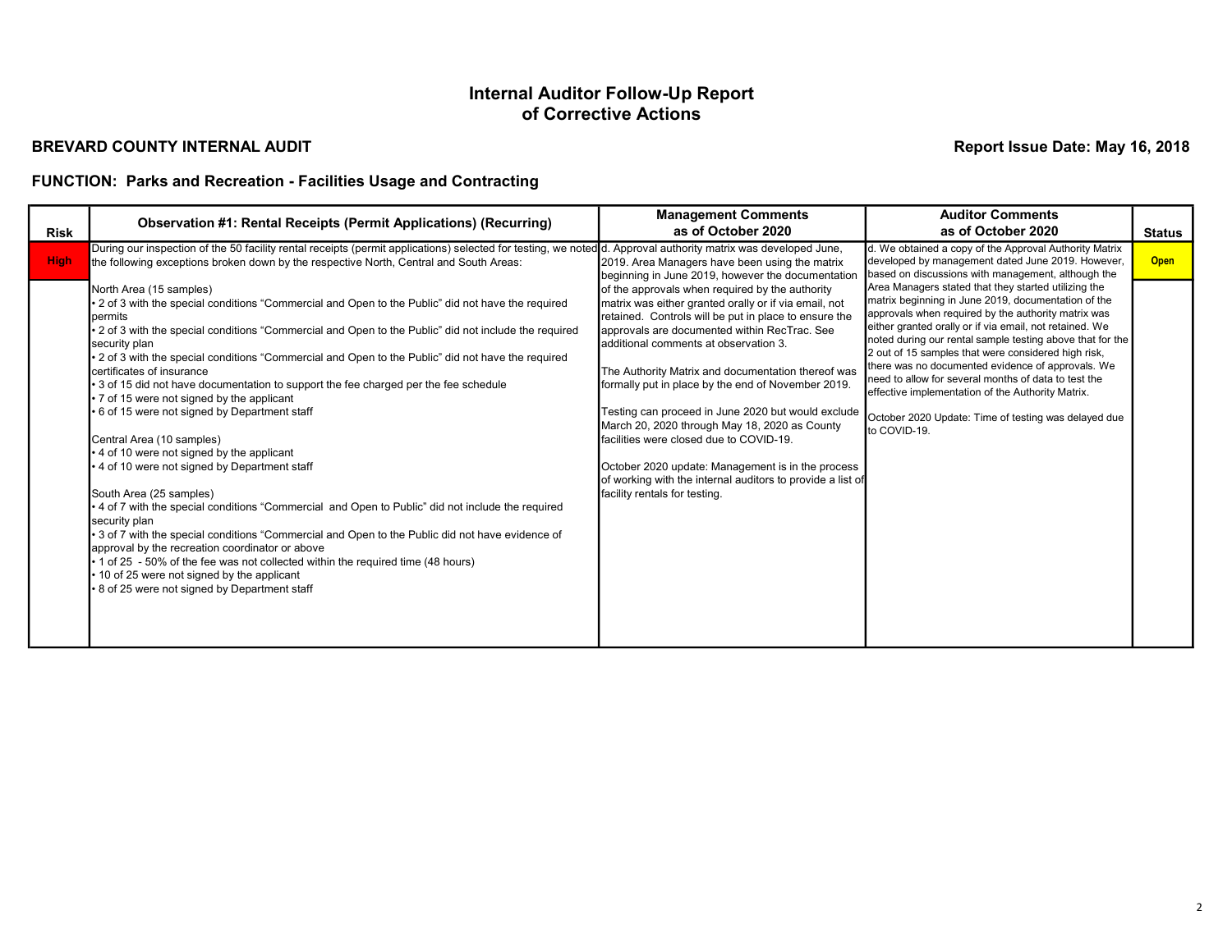# Internal Auditor Follow-Up Report of Corrective Actions

**BREVARD COUNTY INTERNAL AUDIT** **Report Issue Date: May 16, 2018**

**FUNCTION: Parks and Recreation - Facilities Usage and Contracting**

| Risk | Observation #1: Rental Receipts (Permit Applications) (Recurring) | Management Comments as of October 2020 | Auditor Comments as of October 2020 | Status |
|---|---|---|---|---|
| High | During our inspection of the 50 facility rental receipts (permit applications) selected for testing, we noted the following exceptions broken down by the respective North, Central and South Areas:<br><br>North Area (15 samples)<br>• 2 of 3 with the special conditions "Commercial and Open to the Public" did not have the required permits<br>• 2 of 3 with the special conditions "Commercial and Open to the Public" did not include the required security plan<br>• 2 of 3 with the special conditions "Commercial and Open to the Public" did not have the required certificates of insurance<br>• 3 of 15 did not have documentation to support the fee charged per the fee schedule<br>• 7 of 15 were not signed by the applicant<br>• 6 of 15 were not signed by Department staff<br><br>Central Area (10 samples)<br>• 4 of 10 were not signed by the applicant<br>• 4 of 10 were not signed by Department staff<br><br>South Area (25 samples)<br>• 4 of 7 with the special conditions "Commercial and Open to Public" did not include the required security plan<br>• 3 of 7 with the special conditions "Commercial and Open to the Public did not have evidence of approval by the recreation coordinator or above<br>• 1 of 25 - 50% of the fee was not collected within the required time (48 hours)<br>• 10 of 25 were not signed by the applicant<br>• 8 of 25 were not signed by Department staff | d. Approval authority matrix was developed June, 2019. Area Managers have been using the matrix beginning in June 2019, however the documentation of the approvals when required by the authority matrix was either granted orally or if via email, not retained. Controls will be put in place to ensure the approvals are documented within RecTrac. See additional comments at observation 3.<br><br>The Authority Matrix and documentation thereof was formally put in place by the end of November 2019.<br><br>Testing can proceed in June 2020 but would exclude March 20, 2020 through May 18, 2020 as County facilities were closed due to COVID-19.<br><br>October 2020 update: Management is in the process of working with the internal auditors to provide a list of facility rentals for testing. | d. We obtained a copy of the Approval Authority Matrix developed by management dated June 2019. However, based on discussions with management, although the Area Managers stated that they started utilizing the matrix beginning in June 2019, documentation of the approvals when required by the authority matrix was either granted orally or if via email, not retained. We noted during our rental sample testing above that for the 2 out of 15 samples that were considered high risk, there was no documented evidence of approvals. We need to allow for several months of data to test the effective implementation of the Authority Matrix.<br><br>October 2020 Update: Time of testing was delayed due to COVID-19. | Open |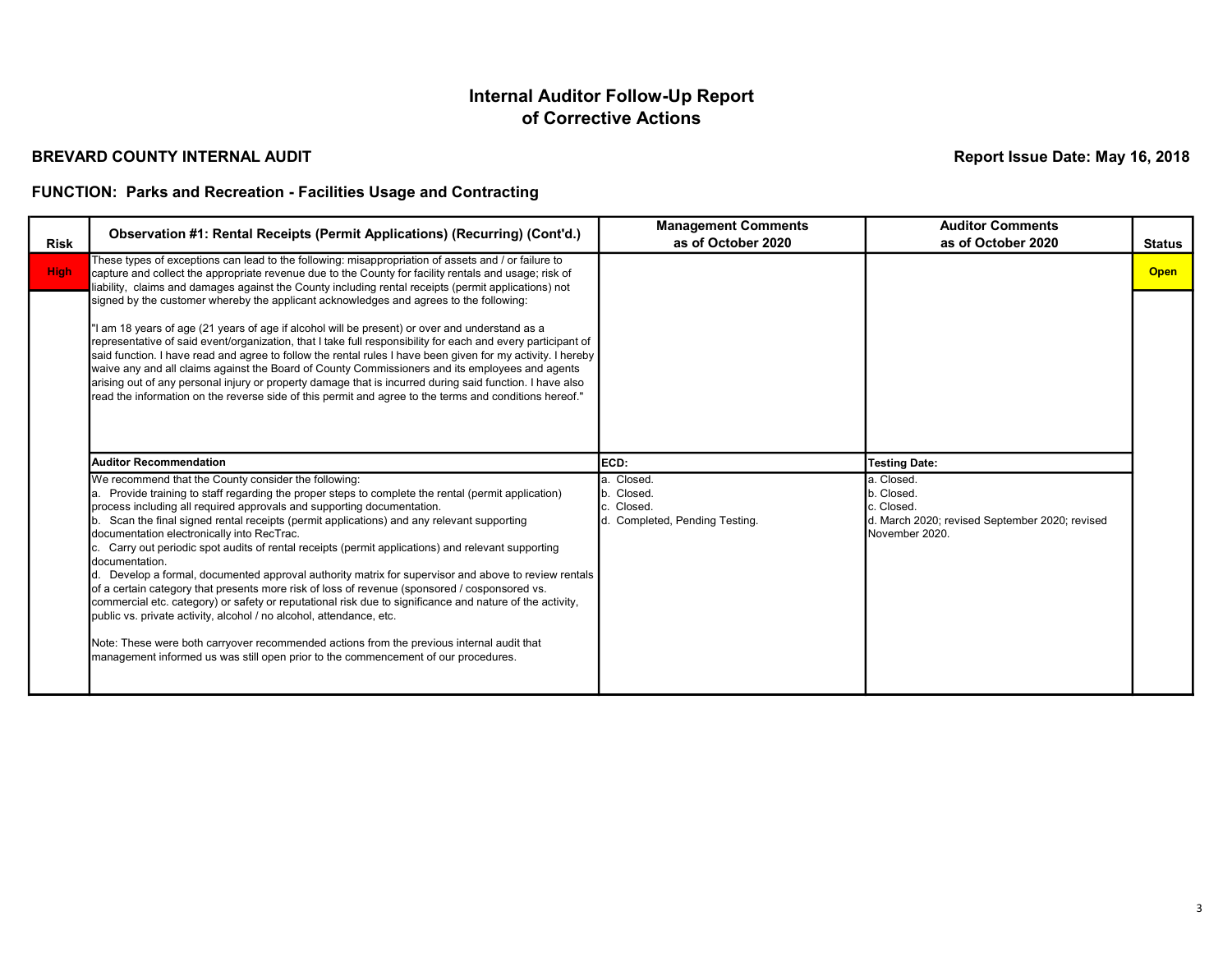# Internal Auditor Follow-Up Report of Corrective Actions

**BREVARD COUNTY INTERNAL AUDIT**

**Report Issue Date: May 16, 2018**

## FUNCTION: Parks and Recreation - Facilities Usage and Contracting

| Risk | Observation #1: Rental Receipts (Permit Applications) (Recurring) (Cont'd.) | Management Comments as of October 2020 | Auditor Comments as of October 2020 | Status |
|---|---|---|---|---|
| High | These types of exceptions can lead to the following: misappropriation of assets and / or failure to capture and collect the appropriate revenue due to the County for facility rentals and usage; risk of liability, claims and damages against the County including rental receipts (permit applications) not signed by the customer whereby the applicant acknowledges and agrees to the following:<br><br>"I am 18 years of age (21 years of age if alcohol will be present) or over and understand as a representative of said event/organization, that I take full responsibility for each and every participant of said function. I have read and agree to follow the rental rules I have been given for my activity. I hereby waive any and all claims against the Board of County Commissioners and its employees and agents arising out of any personal injury or property damage that is incurred during said function. I have also read the information on the reverse side of this permit and agree to the terms and conditions hereof." | | | Open |
| | **Auditor Recommendation** | **ECD:** | **Testing Date:** | |
| | We recommend that the County consider the following:<br>a. Provide training to staff regarding the proper steps to complete the rental (permit application) process including all required approvals and supporting documentation.<br>b. Scan the final signed rental receipts (permit applications) and any relevant supporting documentation electronically into RecTrac.<br>c. Carry out periodic spot audits of rental receipts (permit applications) and relevant supporting documentation.<br>d. Develop a formal, documented approval authority matrix for supervisor and above to review rentals of a certain category that presents more risk of loss of revenue (sponsored / cosponsored vs. commercial etc. category) or safety or reputational risk due to significance and nature of the activity, public vs. private activity, alcohol / no alcohol, attendance, etc.<br><br>Note: These were both carryover recommended actions from the previous internal audit that management informed us was still open prior to the commencement of our procedures. | a. Closed.<br>b. Closed.<br>c. Closed.<br>d. Completed, Pending Testing. | a. Closed.<br>b. Closed.<br>c. Closed.<br>d. March 2020; revised September 2020; revised November 2020. | |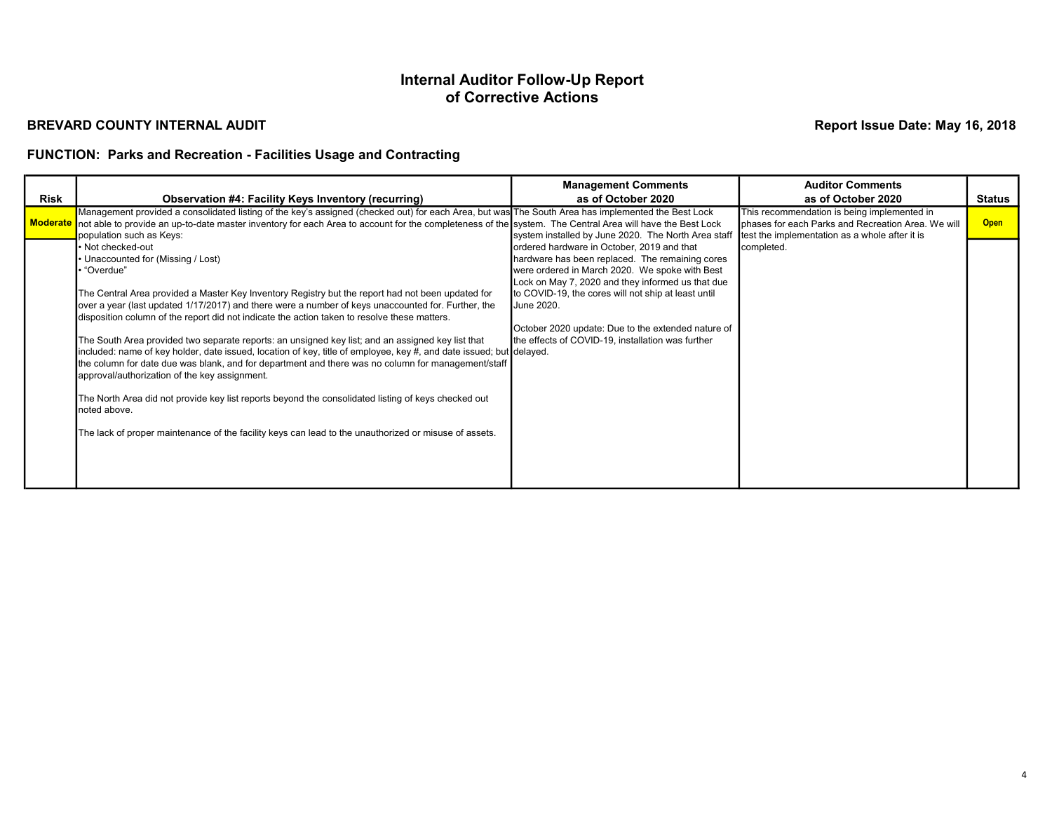# Internal Auditor Follow-Up Report of Corrective Actions

**BREVARD COUNTY INTERNAL AUDIT**

**Report Issue Date: May 16, 2018**

## FUNCTION: Parks and Recreation - Facilities Usage and Contracting

| Risk | Observation #4: Facility Keys Inventory (recurring) | Management Comments as of October 2020 | Auditor Comments as of October 2020 | Status |
|---|---|---|---|---|
| Moderate | Management provided a consolidated listing of the key's assigned (checked out) for each Area, but was not able to provide an up-to-date master inventory for each Area to account for the completeness of the population such as Keys:<br>• Not checked-out<br>• Unaccounted for (Missing / Lost)<br>• "Overdue"<br><br>The Central Area provided a Master Key Inventory Registry but the report had not been updated for over a year (last updated 1/17/2017) and there were a number of keys unaccounted for. Further, the disposition column of the report did not indicate the action taken to resolve these matters.<br><br>The South Area provided two separate reports: an unsigned key list; and an assigned key list that included: name of key holder, date issued, location of key, title of employee, key #, and date issued; but the column for date due was blank, and for department and there was no column for management/staff approval/authorization of the key assignment.<br><br>The North Area did not provide key list reports beyond the consolidated listing of keys checked out noted above.<br><br>The lack of proper maintenance of the facility keys can lead to the unauthorized or misuse of assets. | The South Area has implemented the Best Lock system. The Central Area will have the Best Lock system installed by June 2020. The North Area staff ordered hardware in October, 2019 and that hardware has been replaced. The remaining cores were ordered in March 2020. We spoke with Best Lock on May 7, 2020 and they informed us that due to COVID-19, the cores will not ship at least until June 2020.<br><br>October 2020 update: Due to the extended nature of the effects of COVID-19, installation was further delayed. | This recommendation is being implemented in phases for each Parks and Recreation Area. We will test the implementation as a whole after it is completed. | Open |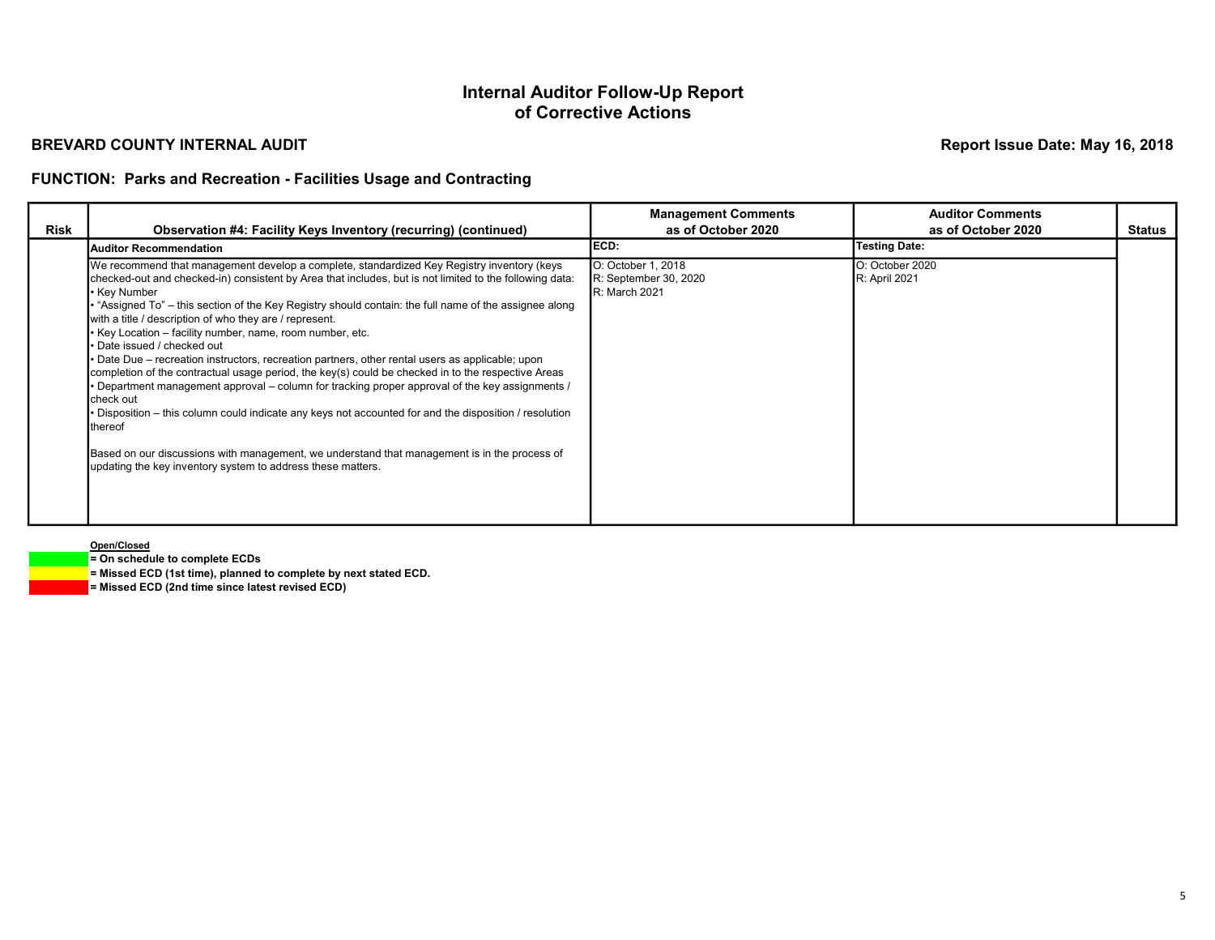## Internal Auditor Follow-Up Report of Corrective Actions

**BREVARD COUNTY INTERNAL AUDIT**

**Report Issue Date: May 16, 2018**

**FUNCTION: Parks and Recreation - Facilities Usage and Contracting**

| Risk | Observation #4: Facility Keys Inventory (recurring) (continued) | Management Comments as of October 2020 | Auditor Comments as of October 2020 | Status |
|---|---|---|---|---|
| | **Auditor Recommendation** | **ECD:** | **Testing Date:** | |
| | We recommend that management develop a complete, standardized Key Registry inventory (keys checked-out and checked-in) consistent by Area that includes, but is not limited to the following data:<br>• Key Number<br>• "Assigned To" – this section of the Key Registry should contain: the full name of the assignee along with a title / description of who they are / represent.<br>• Key Location – facility number, name, room number, etc.<br>• Date issued / checked out<br>• Date Due – recreation instructors, recreation partners, other rental users as applicable; upon completion of the contractual usage period, the key(s) could be checked in to the respective Areas<br>• Department management approval – column for tracking proper approval of the key assignments / check out<br>• Disposition – this column could indicate any keys not accounted for and the disposition / resolution thereof<br><br>Based on our discussions with management, we understand that management is in the process of updating the key inventory system to address these matters. | O: October 1, 2018<br>R: September 30, 2020<br>R: March 2021 | O: October 2020<br>R: April 2021 | |

**Open/Closed**

- (Green) **= On schedule to complete ECDs**
- (Yellow) **= Missed ECD (1st time), planned to complete by next stated ECD.**
- (Red) **= Missed ECD (2nd time since latest revised ECD)**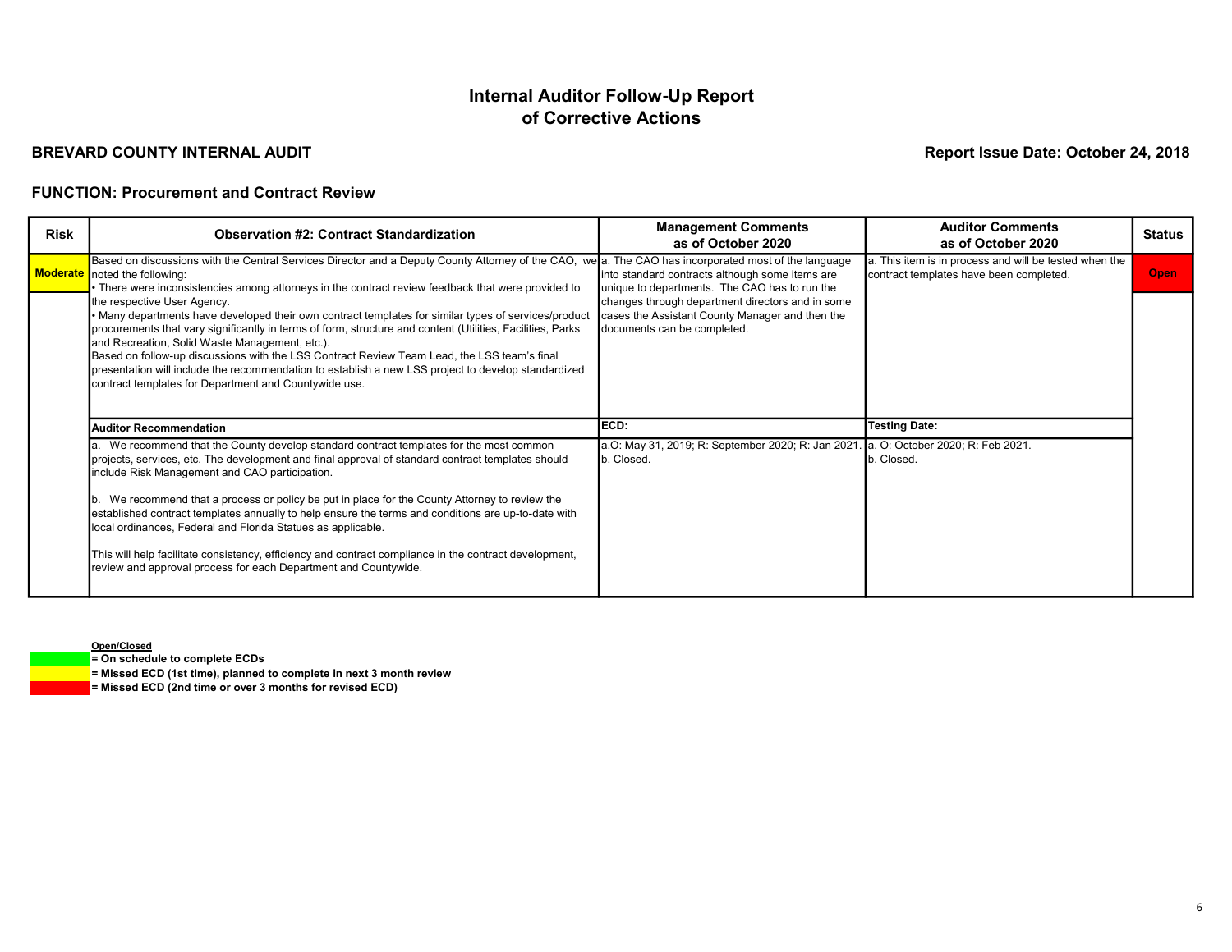# Internal Auditor Follow-Up Report of Corrective Actions

**BREVARD COUNTY INTERNAL AUDIT**

**Report Issue Date: October 24, 2018**

**FUNCTION: Procurement and Contract Review**

| Risk | Observation #2: Contract Standardization | Management Comments as of October 2020 | Auditor Comments as of October 2020 | Status |
|---|---|---|---|---|
| Moderate | Based on discussions with the Central Services Director and a Deputy County Attorney of the CAO, we noted the following:<br>• There were inconsistencies among attorneys in the contract review feedback that were provided to the respective User Agency.<br>• Many departments have developed their own contract templates for similar types of services/product procurements that vary significantly in terms of form, structure and content (Utilities, Facilities, Parks and Recreation, Solid Waste Management, etc.).<br>Based on follow-up discussions with the LSS Contract Review Team Lead, the LSS team's final presentation will include the recommendation to establish a new LSS project to develop standardized contract templates for Department and Countywide use. | a. The CAO has incorporated most of the language into standard contracts although some items are unique to departments. The CAO has to run the changes through department directors and in some cases the Assistant County Manager and then the documents can be completed. | a. This item is in process and will be tested when the contract templates have been completed. | Open |
| | **Auditor Recommendation** | **ECD:** | **Testing Date:** | |
| | a. We recommend that the County develop standard contract templates for the most common projects, services, etc. The development and final approval of standard contract templates should include Risk Management and CAO participation.<br><br>b. We recommend that a process or policy be put in place for the County Attorney to review the established contract templates annually to help ensure the terms and conditions are up-to-date with local ordinances, Federal and Florida Statues as applicable.<br><br>This will help facilitate consistency, efficiency and contract compliance in the contract development, review and approval process for each Department and Countywide. | a.O: May 31, 2019; R: September 2020; R: Jan 2021.<br>b. Closed. | a. O: October 2020; R: Feb 2021.<br>b. Closed. | |

**Open/Closed**

- (Green) **= On schedule to complete ECDs**
- (Yellow) **= Missed ECD (1st time), planned to complete in next 3 month review**
- (Red) **= Missed ECD (2nd time or over 3 months for revised ECD)**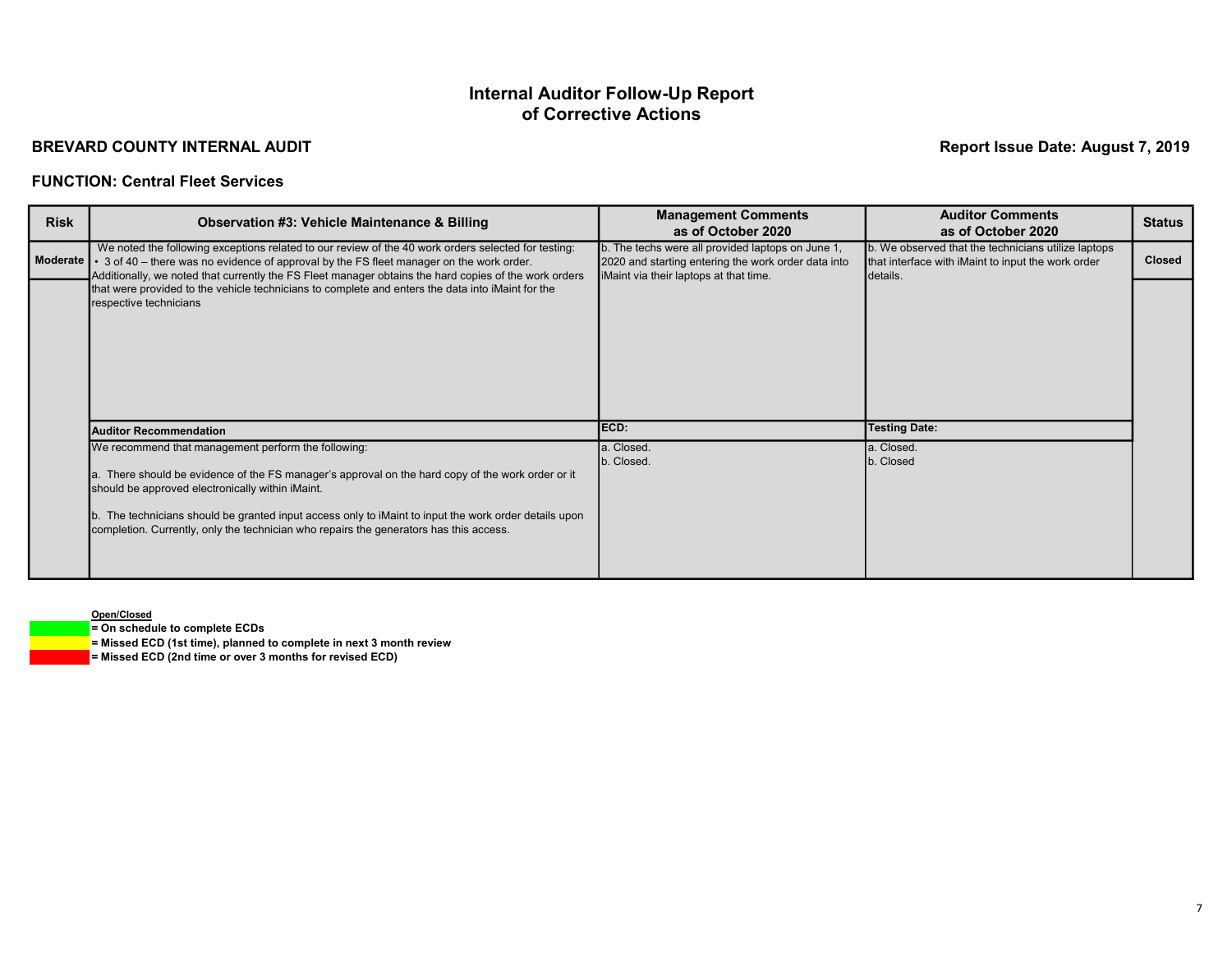# Internal Auditor Follow-Up Report of Corrective Actions

**BREVARD COUNTY INTERNAL AUDIT**

**Report Issue Date: August 7, 2019**

**FUNCTION: Central Fleet Services**

| Risk | Observation #3: Vehicle Maintenance & Billing | Management Comments as of October 2020 | Auditor Comments as of October 2020 | Status |
|---|---|---|---|---|
| Moderate | We noted the following exceptions related to our review of the 40 work orders selected for testing:<br>• 3 of 40 – there was no evidence of approval by the FS fleet manager on the work order.<br>Additionally, we noted that currently the FS Fleet manager obtains the hard copies of the work orders that were provided to the vehicle technicians to complete and enters the data into iMaint for the respective technicians | b. The techs were all provided laptops on June 1, 2020 and starting entering the work order data into iMaint via their laptops at that time. | b. We observed that the technicians utilize laptops that interface with iMaint to input the work order details. | Closed |
| | **Auditor Recommendation** | **ECD:** | **Testing Date:** | |
| | We recommend that management perform the following:<br><br>a. There should be evidence of the FS manager's approval on the hard copy of the work order or it should be approved electronically within iMaint.<br><br>b. The technicians should be granted input access only to iMaint to input the work order details upon completion. Currently, only the technician who repairs the generators has this access. | a. Closed.<br>b. Closed. | a. Closed.<br>b. Closed | |

**Open/Closed**

- (Green) **= On schedule to complete ECDs**
- (Yellow) **= Missed ECD (1st time), planned to complete in next 3 month review**
- (Red) **= Missed ECD (2nd time or over 3 months for revised ECD)**